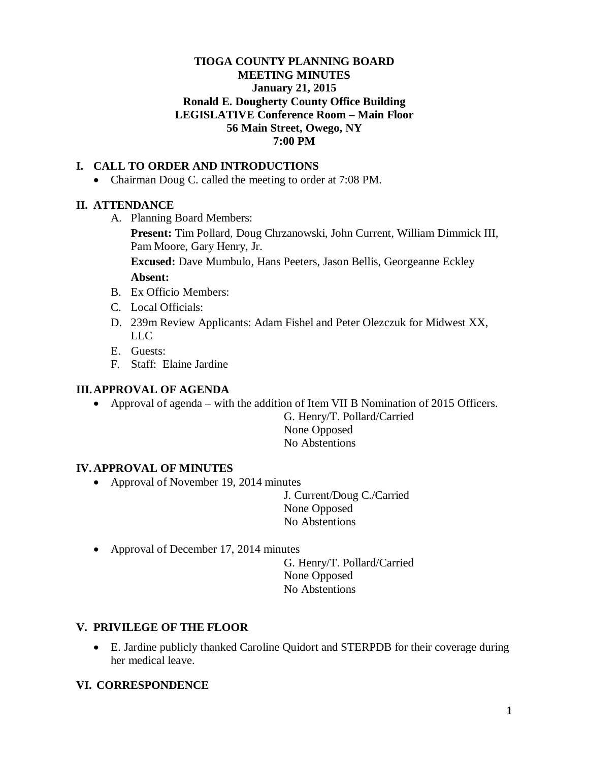# TIOGA COUNTY PLANNING BOARD
## MEETING MINUTES
**January 21, 2015**
**Ronald E. Dougherty County Office Building**
**LEGISLATIVE Conference Room – Main Floor**
**56 Main Street, Owego, NY**
**7:00 PM**

## I. CALL TO ORDER AND INTRODUCTIONS

- Chairman Doug C. called the meeting to order at 7:08 PM.

## II. ATTENDANCE

A. Planning Board Members:

**Present:** Tim Pollard, Doug Chrzanowski, John Current, William Dimmick III, Pam Moore, Gary Henry, Jr.

**Excused:** Dave Mumbulo, Hans Peeters, Jason Bellis, Georgeanne Eckley

**Absent:**

B. Ex Officio Members:

C. Local Officials:

D. 239m Review Applicants: Adam Fishel and Peter Olezczuk for Midwest XX, LLC

E. Guests:

F. Staff: Elaine Jardine

## III. APPROVAL OF AGENDA

- Approval of agenda – with the addition of Item VII B Nomination of 2015 Officers.

G. Henry/T. Pollard/Carried
None Opposed
No Abstentions

## IV. APPROVAL OF MINUTES

- Approval of November 19, 2014 minutes

J. Current/Doug C./Carried
None Opposed
No Abstentions

- Approval of December 17, 2014 minutes

G. Henry/T. Pollard/Carried
None Opposed
No Abstentions

## V. PRIVILEGE OF THE FLOOR

- E. Jardine publicly thanked Caroline Quidort and STERPDB for their coverage during her medical leave.

## VI. CORRESPONDENCE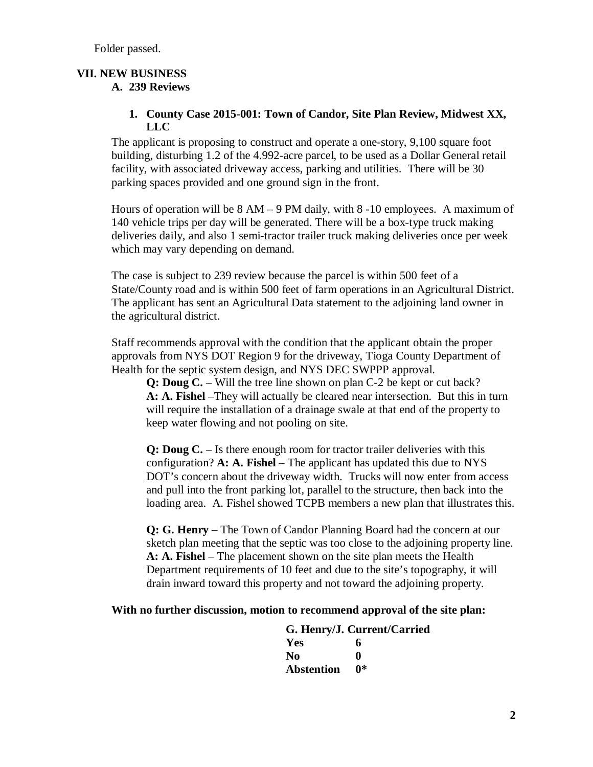Folder passed.

## VII. NEW BUSINESS

### A. 239 Reviews

#### 1. County Case 2015-001: Town of Candor, Site Plan Review, Midwest XX, LLC

The applicant is proposing to construct and operate a one-story, 9,100 square foot building, disturbing 1.2 of the 4.992-acre parcel, to be used as a Dollar General retail facility, with associated driveway access, parking and utilities. There will be 30 parking spaces provided and one ground sign in the front.

Hours of operation will be 8 AM – 9 PM daily, with 8 -10 employees. A maximum of 140 vehicle trips per day will be generated. There will be a box-type truck making deliveries daily, and also 1 semi-tractor trailer truck making deliveries once per week which may vary depending on demand.

The case is subject to 239 review because the parcel is within 500 feet of a State/County road and is within 500 feet of farm operations in an Agricultural District. The applicant has sent an Agricultural Data statement to the adjoining land owner in the agricultural district.

Staff recommends approval with the condition that the applicant obtain the proper approvals from NYS DOT Region 9 for the driveway, Tioga County Department of Health for the septic system design, and NYS DEC SWPPP approval.

**Q: Doug C.** – Will the tree line shown on plan C-2 be kept or cut back?
**A: A. Fishel** –They will actually be cleared near intersection. But this in turn will require the installation of a drainage swale at that end of the property to keep water flowing and not pooling on site.

**Q: Doug C.** – Is there enough room for tractor trailer deliveries with this configuration? **A: A. Fishel** – The applicant has updated this due to NYS DOT's concern about the driveway width. Trucks will now enter from access and pull into the front parking lot, parallel to the structure, then back into the loading area. A. Fishel showed TCPB members a new plan that illustrates this.

**Q: G. Henry** – The Town of Candor Planning Board had the concern at our sketch plan meeting that the septic was too close to the adjoining property line.
**A: A. Fishel** – The placement shown on the site plan meets the Health Department requirements of 10 feet and due to the site's topography, it will drain inward toward this property and not toward the adjoining property.

**With no further discussion, motion to recommend approval of the site plan:**

**G. Henry/J. Current/Carried**

| | |
|---|---|
| **Yes** | **6** |
| **No** | **0** |
| **Abstention** | **0*** |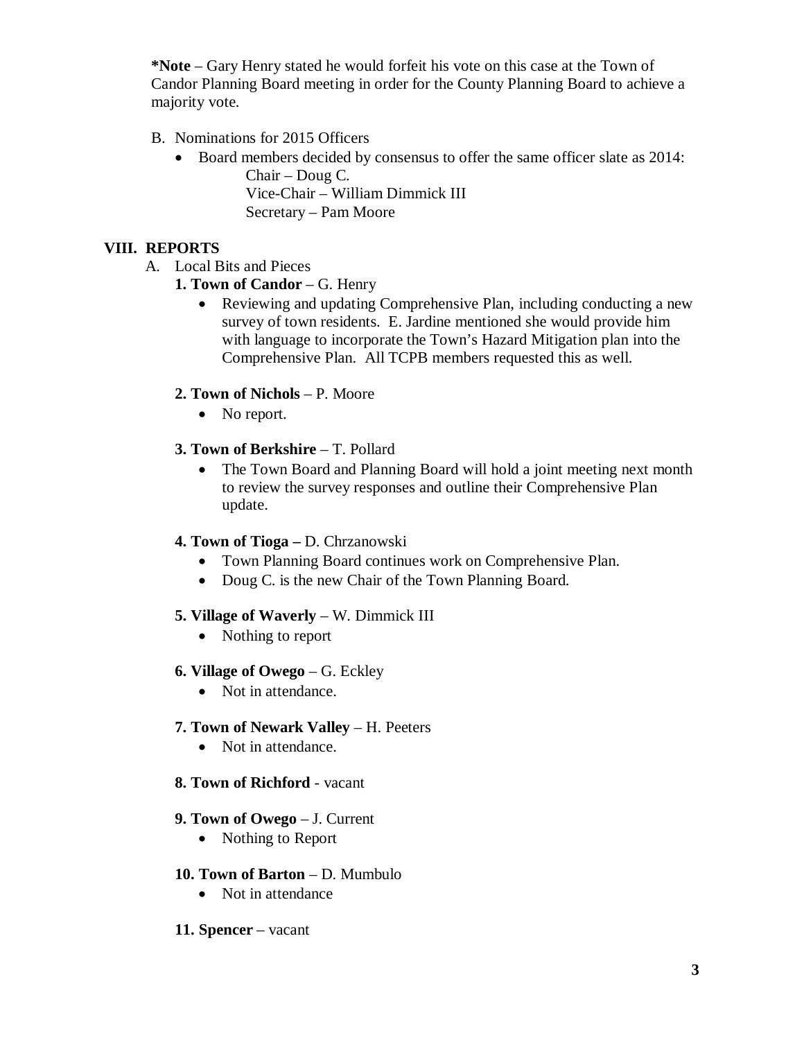**\*Note** – Gary Henry stated he would forfeit his vote on this case at the Town of Candor Planning Board meeting in order for the County Planning Board to achieve a majority vote.

B. Nominations for 2015 Officers

- Board members decided by consensus to offer the same officer slate as 2014:
  - Chair – Doug C.
  - Vice-Chair – William Dimmick III
  - Secretary – Pam Moore

## VIII. REPORTS

A. Local Bits and Pieces

**1. Town of Candor** – G. Henry

- Reviewing and updating Comprehensive Plan, including conducting a new survey of town residents. E. Jardine mentioned she would provide him with language to incorporate the Town's Hazard Mitigation plan into the Comprehensive Plan. All TCPB members requested this as well.

**2. Town of Nichols** – P. Moore

- No report.

**3. Town of Berkshire** – T. Pollard

- The Town Board and Planning Board will hold a joint meeting next month to review the survey responses and outline their Comprehensive Plan update.

**4. Town of Tioga –** D. Chrzanowski

- Town Planning Board continues work on Comprehensive Plan.
- Doug C. is the new Chair of the Town Planning Board.

**5. Village of Waverly** – W. Dimmick III

- Nothing to report

**6. Village of Owego** – G. Eckley

- Not in attendance.

**7. Town of Newark Valley** – H. Peeters

- Not in attendance.

**8. Town of Richford** - vacant

**9. Town of Owego** – J. Current

- Nothing to Report

**10. Town of Barton** – D. Mumbulo

- Not in attendance

**11. Spencer** – vacant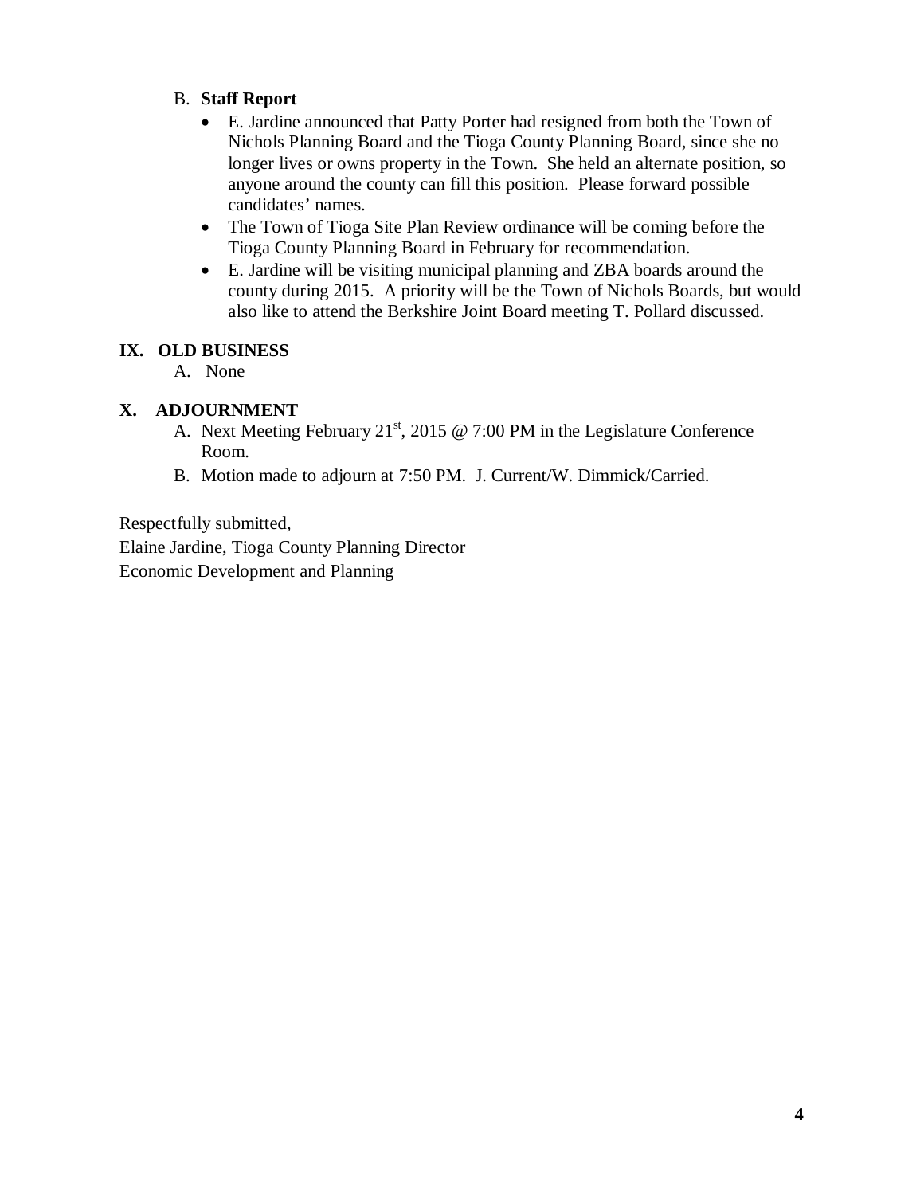B. **Staff Report**

- E. Jardine announced that Patty Porter had resigned from both the Town of Nichols Planning Board and the Tioga County Planning Board, since she no longer lives or owns property in the Town. She held an alternate position, so anyone around the county can fill this position. Please forward possible candidates' names.
- The Town of Tioga Site Plan Review ordinance will be coming before the Tioga County Planning Board in February for recommendation.
- E. Jardine will be visiting municipal planning and ZBA boards around the county during 2015. A priority will be the Town of Nichols Boards, but would also like to attend the Berkshire Joint Board meeting T. Pollard discussed.

## IX. OLD BUSINESS

A. None

## X. ADJOURNMENT

A. Next Meeting February 21st, 2015 @ 7:00 PM in the Legislature Conference Room.

B. Motion made to adjourn at 7:50 PM. J. Current/W. Dimmick/Carried.

Respectfully submitted,

Elaine Jardine, Tioga County Planning Director

Economic Development and Planning